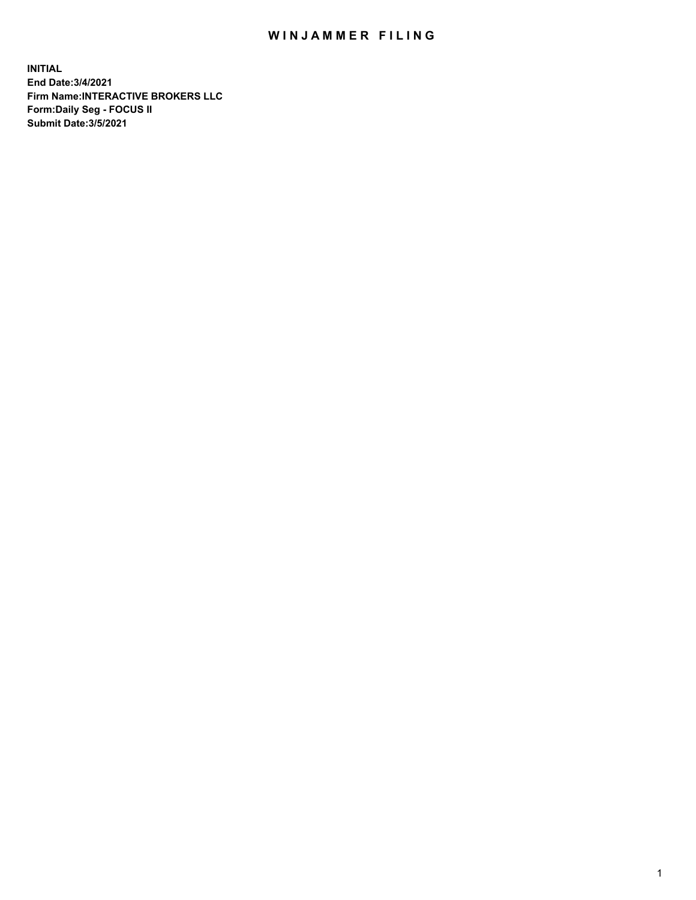# WINJAMMER FILING

**INITIAL**
**End Date:3/4/2021**
**Firm Name:INTERACTIVE BROKERS LLC**
**Form:Daily Seg - FOCUS II**
**Submit Date:3/5/2021**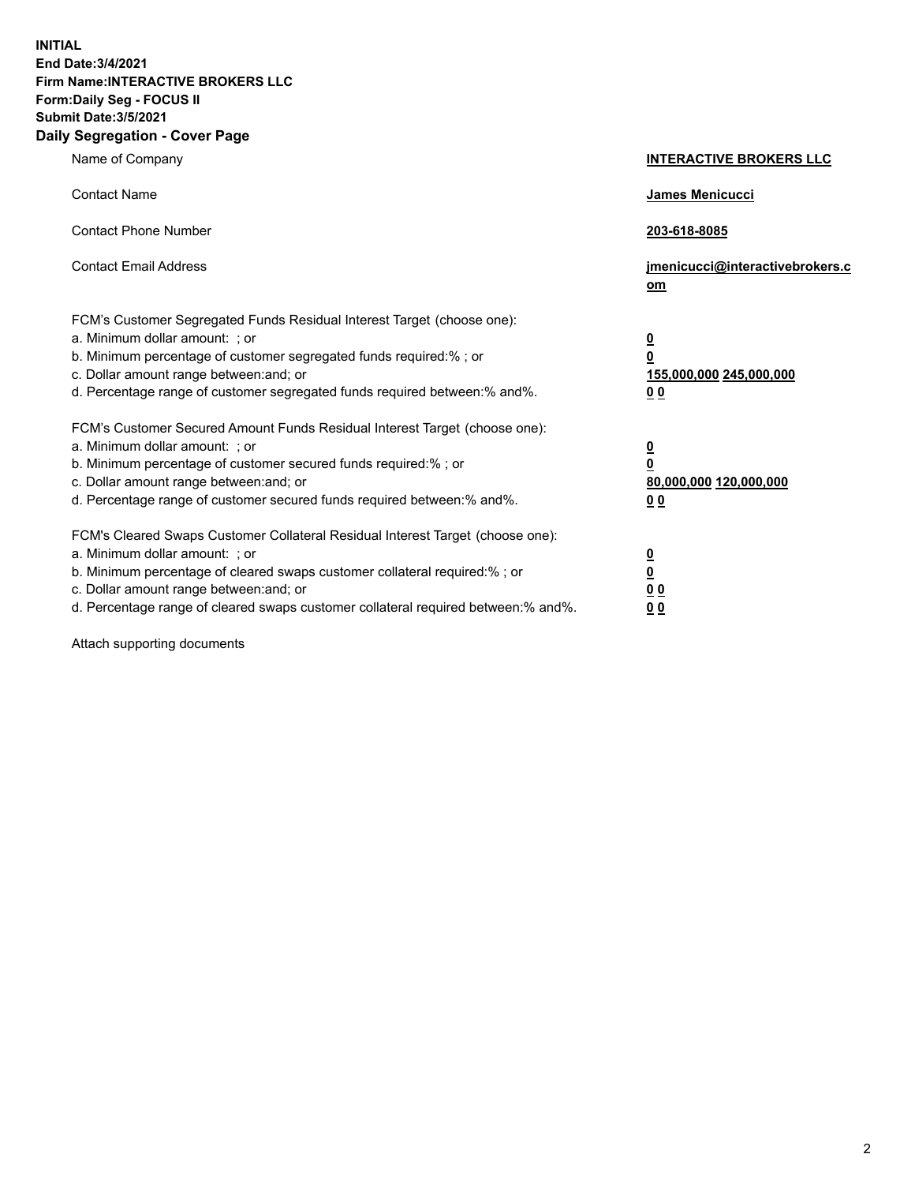**INITIAL**
**End Date:3/4/2021**
**Firm Name:INTERACTIVE BROKERS LLC**
**Form:Daily Seg - FOCUS II**
**Submit Date:3/5/2021**
**Daily Segregation - Cover Page**

| | |
|---|---|
| Name of Company | **INTERACTIVE BROKERS LLC** |
| Contact Name | **James Menicucci** |
| Contact Phone Number | **203-618-8085** |
| Contact Email Address | **jmenicucci@interactivebrokers.com** |
| FCM's Customer Segregated Funds Residual Interest Target (choose one): | |
| a. Minimum dollar amount: ; or | **0** |
| b. Minimum percentage of customer segregated funds required:% ; or | **0** |
| c. Dollar amount range between:and; or | **155,000,000 245,000,000** |
| d. Percentage range of customer segregated funds required between:% and%. | **0 0** |
| FCM's Customer Secured Amount Funds Residual Interest Target (choose one): | |
| a. Minimum dollar amount: ; or | **0** |
| b. Minimum percentage of customer secured funds required:% ; or | **0** |
| c. Dollar amount range between:and; or | **80,000,000 120,000,000** |
| d. Percentage range of customer secured funds required between:% and%. | **0 0** |
| FCM's Cleared Swaps Customer Collateral Residual Interest Target (choose one): | |
| a. Minimum dollar amount: ; or | **0** |
| b. Minimum percentage of cleared swaps customer collateral required:% ; or | **0** |
| c. Dollar amount range between:and; or | **0 0** |
| d. Percentage range of cleared swaps customer collateral required between:% and%. | **0 0** |

Attach supporting documents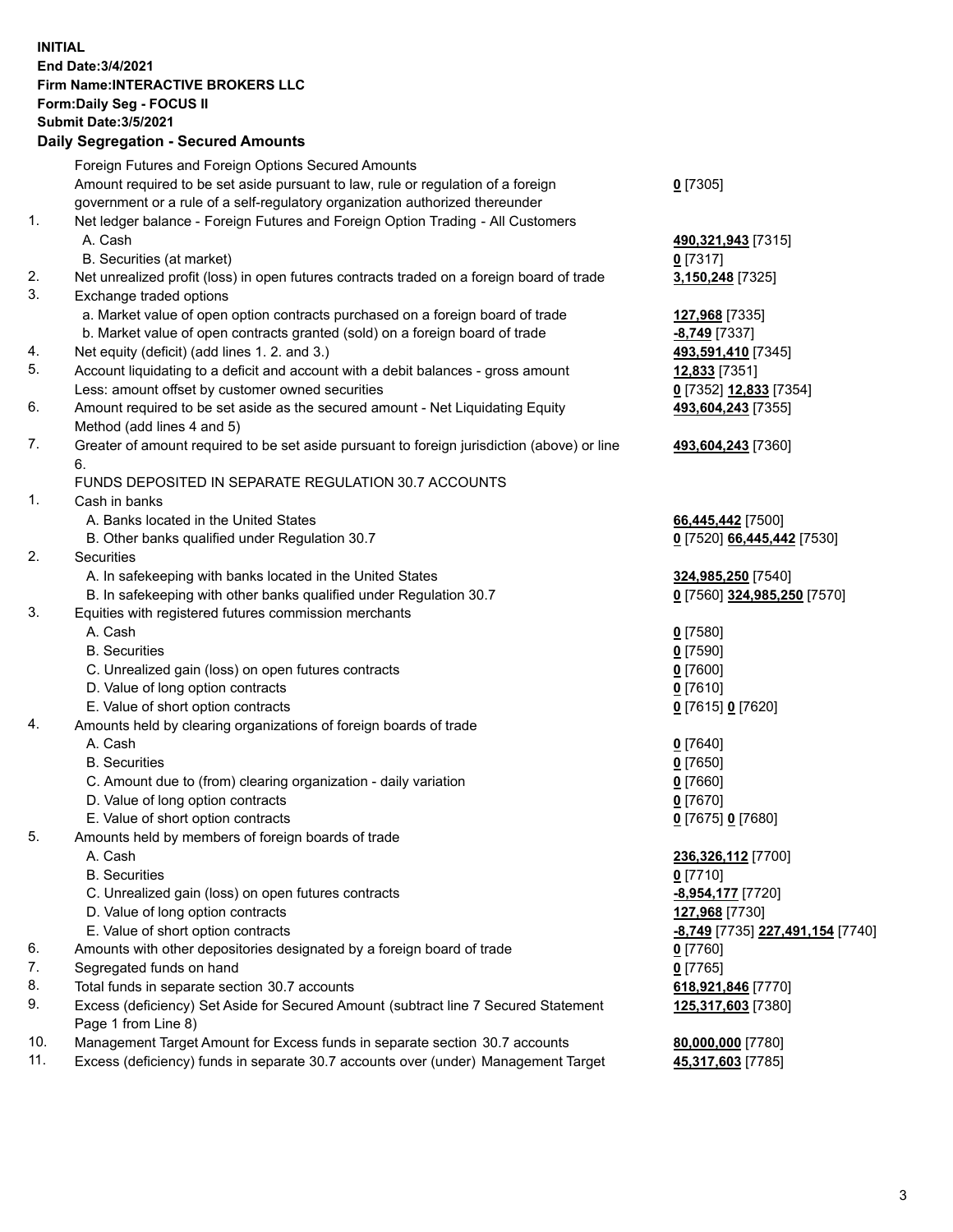**INITIAL**
**End Date:3/4/2021**
**Firm Name:INTERACTIVE BROKERS LLC**
**Form:Daily Seg - FOCUS II**
**Submit Date:3/5/2021**

## Daily Segregation - Secured Amounts

| | | |
|---|---|---|
| | Foreign Futures and Foreign Options Secured Amounts | |
| | Amount required to be set aside pursuant to law, rule or regulation of a foreign government or a rule of a self-regulatory organization authorized thereunder | **0** [7305] |
| 1. | Net ledger balance - Foreign Futures and Foreign Option Trading - All Customers | |
| | A. Cash | **490,321,943** [7315] |
| | B. Securities (at market) | **0** [7317] |
| 2. | Net unrealized profit (loss) in open futures contracts traded on a foreign board of trade | **3,150,248** [7325] |
| 3. | Exchange traded options | |
| | a. Market value of open option contracts purchased on a foreign board of trade | **127,968** [7335] |
| | b. Market value of open contracts granted (sold) on a foreign board of trade | **-8,749** [7337] |
| 4. | Net equity (deficit) (add lines 1. 2. and 3.) | **493,591,410** [7345] |
| 5. | Account liquidating to a deficit and account with a debit balances - gross amount | **12,833** [7351] |
| | Less: amount offset by customer owned securities | **0** [7352] **12,833** [7354] |
| 6. | Amount required to be set aside as the secured amount - Net Liquidating Equity Method (add lines 4 and 5) | **493,604,243** [7355] |
| 7. | Greater of amount required to be set aside pursuant to foreign jurisdiction (above) or line 6. | **493,604,243** [7360] |
| | FUNDS DEPOSITED IN SEPARATE REGULATION 30.7 ACCOUNTS | |
| 1. | Cash in banks | |
| | A. Banks located in the United States | **66,445,442** [7500] |
| | B. Other banks qualified under Regulation 30.7 | **0** [7520] **66,445,442** [7530] |
| 2. | Securities | |
| | A. In safekeeping with banks located in the United States | **324,985,250** [7540] |
| | B. In safekeeping with other banks qualified under Regulation 30.7 | **0** [7560] **324,985,250** [7570] |
| 3. | Equities with registered futures commission merchants | |
| | A. Cash | **0** [7580] |
| | B. Securities | **0** [7590] |
| | C. Unrealized gain (loss) on open futures contracts | **0** [7600] |
| | D. Value of long option contracts | **0** [7610] |
| | E. Value of short option contracts | **0** [7615] **0** [7620] |
| 4. | Amounts held by clearing organizations of foreign boards of trade | |
| | A. Cash | **0** [7640] |
| | B. Securities | **0** [7650] |
| | C. Amount due to (from) clearing organization - daily variation | **0** [7660] |
| | D. Value of long option contracts | **0** [7670] |
| | E. Value of short option contracts | **0** [7675] **0** [7680] |
| 5. | Amounts held by members of foreign boards of trade | |
| | A. Cash | **236,326,112** [7700] |
| | B. Securities | **0** [7710] |
| | C. Unrealized gain (loss) on open futures contracts | **-8,954,177** [7720] |
| | D. Value of long option contracts | **127,968** [7730] |
| | E. Value of short option contracts | **-8,749** [7735] **227,491,154** [7740] |
| 6. | Amounts with other depositories designated by a foreign board of trade | **0** [7760] |
| 7. | Segregated funds on hand | **0** [7765] |
| 8. | Total funds in separate section 30.7 accounts | **618,921,846** [7770] |
| 9. | Excess (deficiency) Set Aside for Secured Amount (subtract line 7 Secured Statement Page 1 from Line 8) | **125,317,603** [7380] |
| 10. | Management Target Amount for Excess funds in separate section 30.7 accounts | **80,000,000** [7780] |
| 11. | Excess (deficiency) funds in separate 30.7 accounts over (under) Management Target | **45,317,603** [7785] |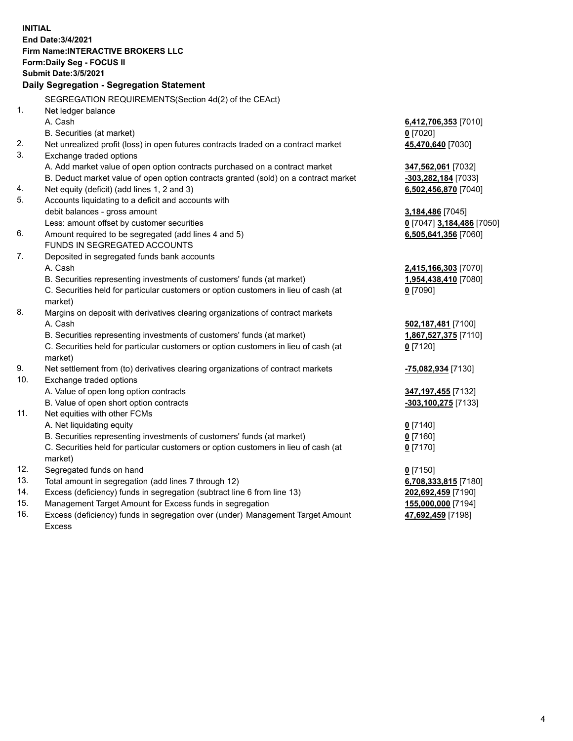**INITIAL**
**End Date:3/4/2021**
**Firm Name:INTERACTIVE BROKERS LLC**
**Form:Daily Seg - FOCUS II**
**Submit Date:3/5/2021**

### Daily Segregation - Segregation Statement

SEGREGATION REQUIREMENTS(Section 4d(2) of the CEAct)

| | | |
|---|---|---|
| 1. | Net ledger balance | |
| | A. Cash | **6,412,706,353** [7010] |
| | B. Securities (at market) | **0** [7020] |
| 2. | Net unrealized profit (loss) in open futures contracts traded on a contract market | **45,470,640** [7030] |
| 3. | Exchange traded options | |
| | A. Add market value of open option contracts purchased on a contract market | **347,562,061** [7032] |
| | B. Deduct market value of open option contracts granted (sold) on a contract market | **-303,282,184** [7033] |
| 4. | Net equity (deficit) (add lines 1, 2 and 3) | **6,502,456,870** [7040] |
| 5. | Accounts liquidating to a deficit and accounts with | |
| | debit balances - gross amount | **3,184,486** [7045] |
| | Less: amount offset by customer securities | **0** [7047] **3,184,486** [7050] |
| 6. | Amount required to be segregated (add lines 4 and 5) | **6,505,641,356** [7060] |
| | FUNDS IN SEGREGATED ACCOUNTS | |
| 7. | Deposited in segregated funds bank accounts | |
| | A. Cash | **2,415,166,303** [7070] |
| | B. Securities representing investments of customers' funds (at market) | **1,954,438,410** [7080] |
| | C. Securities held for particular customers or option customers in lieu of cash (at market) | **0** [7090] |
| 8. | Margins on deposit with derivatives clearing organizations of contract markets | |
| | A. Cash | **502,187,481** [7100] |
| | B. Securities representing investments of customers' funds (at market) | **1,867,527,375** [7110] |
| | C. Securities held for particular customers or option customers in lieu of cash (at market) | **0** [7120] |
| 9. | Net settlement from (to) derivatives clearing organizations of contract markets | **-75,082,934** [7130] |
| 10. | Exchange traded options | |
| | A. Value of open long option contracts | **347,197,455** [7132] |
| | B. Value of open short option contracts | **-303,100,275** [7133] |
| 11. | Net equities with other FCMs | |
| | A. Net liquidating equity | **0** [7140] |
| | B. Securities representing investments of customers' funds (at market) | **0** [7160] |
| | C. Securities held for particular customers or option customers in lieu of cash (at market) | **0** [7170] |
| 12. | Segregated funds on hand | **0** [7150] |
| 13. | Total amount in segregation (add lines 7 through 12) | **6,708,333,815** [7180] |
| 14. | Excess (deficiency) funds in segregation (subtract line 6 from line 13) | **202,692,459** [7190] |
| 15. | Management Target Amount for Excess funds in segregation | **155,000,000** [7194] |
| 16. | Excess (deficiency) funds in segregation over (under) Management Target Amount Excess | **47,692,459** [7198] |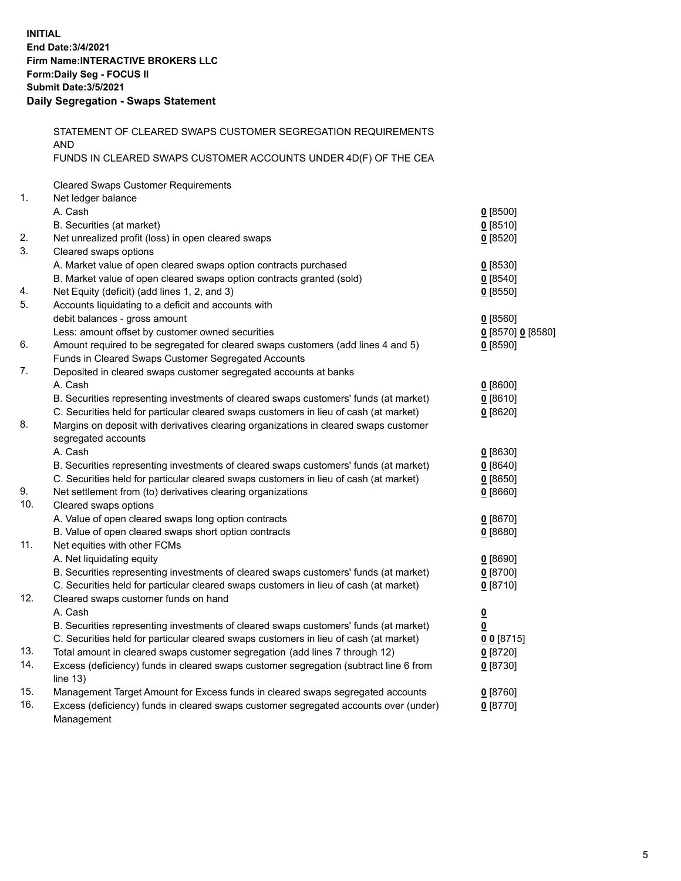**INITIAL**
**End Date:3/4/2021**
**Firm Name:INTERACTIVE BROKERS LLC**
**Form:Daily Seg - FOCUS II**
**Submit Date:3/5/2021**
**Daily Segregation - Swaps Statement**

STATEMENT OF CLEARED SWAPS CUSTOMER SEGREGATION REQUIREMENTS AND FUNDS IN CLEARED SWAPS CUSTOMER ACCOUNTS UNDER 4D(F) OF THE CEA

| | | |
|---|---|---|
| | Cleared Swaps Customer Requirements | |
| 1. | Net ledger balance | |
| | A. Cash | 0 [8500] |
| | B. Securities (at market) | 0 [8510] |
| 2. | Net unrealized profit (loss) in open cleared swaps | 0 [8520] |
| 3. | Cleared swaps options | |
| | A. Market value of open cleared swaps option contracts purchased | 0 [8530] |
| | B. Market value of open cleared swaps option contracts granted (sold) | 0 [8540] |
| 4. | Net Equity (deficit) (add lines 1, 2, and 3) | 0 [8550] |
| 5. | Accounts liquidating to a deficit and accounts with debit balances - gross amount | 0 [8560] |
| | Less: amount offset by customer owned securities | 0 [8570] 0 [8580] |
| 6. | Amount required to be segregated for cleared swaps customers (add lines 4 and 5) | 0 [8590] |
| | Funds in Cleared Swaps Customer Segregated Accounts | |
| 7. | Deposited in cleared swaps customer segregated accounts at banks | |
| | A. Cash | 0 [8600] |
| | B. Securities representing investments of cleared swaps customers' funds (at market) | 0 [8610] |
| | C. Securities held for particular cleared swaps customers in lieu of cash (at market) | 0 [8620] |
| 8. | Margins on deposit with derivatives clearing organizations in cleared swaps customer segregated accounts | |
| | A. Cash | 0 [8630] |
| | B. Securities representing investments of cleared swaps customers' funds (at market) | 0 [8640] |
| | C. Securities held for particular cleared swaps customers in lieu of cash (at market) | 0 [8650] |
| 9. | Net settlement from (to) derivatives clearing organizations | 0 [8660] |
| 10. | Cleared swaps options | |
| | A. Value of open cleared swaps long option contracts | 0 [8670] |
| | B. Value of open cleared swaps short option contracts | 0 [8680] |
| 11. | Net equities with other FCMs | |
| | A. Net liquidating equity | 0 [8690] |
| | B. Securities representing investments of cleared swaps customers' funds (at market) | 0 [8700] |
| | C. Securities held for particular cleared swaps customers in lieu of cash (at market) | 0 [8710] |
| 12. | Cleared swaps customer funds on hand | |
| | A. Cash | 0 |
| | B. Securities representing investments of cleared swaps customers' funds (at market) | 0 |
| | C. Securities held for particular cleared swaps customers in lieu of cash (at market) | 0 0 [8715] |
| 13. | Total amount in cleared swaps customer segregation (add lines 7 through 12) | 0 [8720] |
| 14. | Excess (deficiency) funds in cleared swaps customer segregation (subtract line 6 from line 13) | 0 [8730] |
| 15. | Management Target Amount for Excess funds in cleared swaps segregated accounts | 0 [8760] |
| 16. | Excess (deficiency) funds in cleared swaps customer segregated accounts over (under) Management | 0 [8770] |